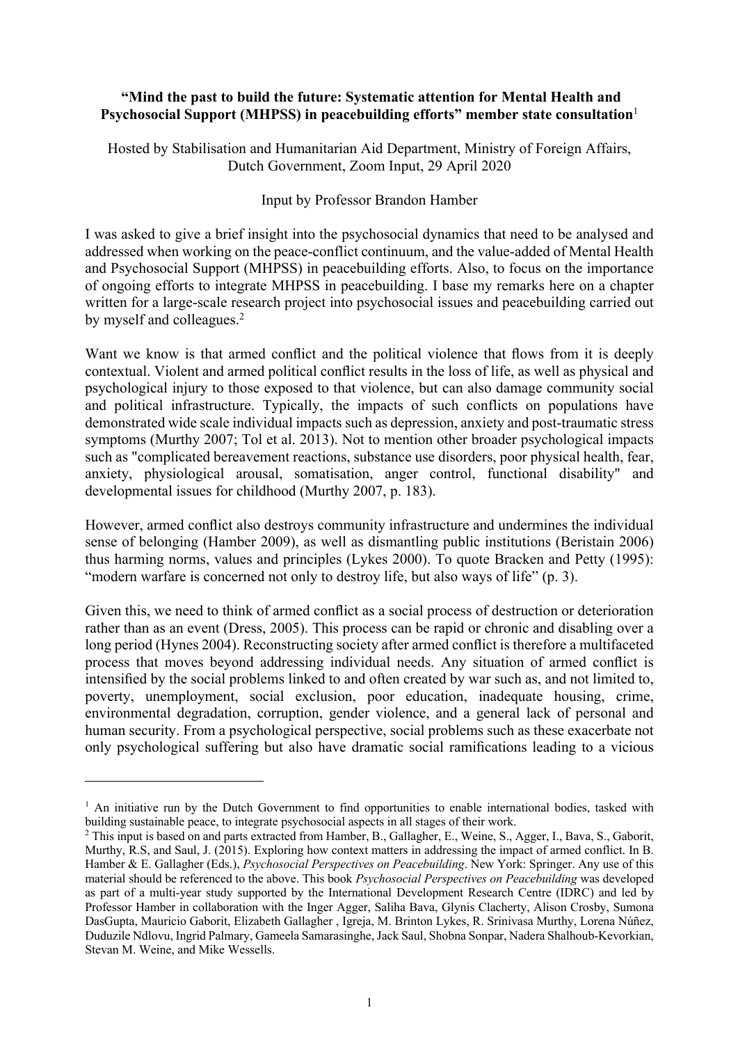**"Mind the past to build the future: Systematic attention for Mental Health and Psychosocial Support (MHPSS) in peacebuilding efforts" member state consultation**[1]

Hosted by Stabilisation and Humanitarian Aid Department, Ministry of Foreign Affairs, Dutch Government, Zoom Input, 29 April 2020

Input by Professor Brandon Hamber

I was asked to give a brief insight into the psychosocial dynamics that need to be analysed and addressed when working on the peace-conflict continuum, and the value-added of Mental Health and Psychosocial Support (MHPSS) in peacebuilding efforts. Also, to focus on the importance of ongoing efforts to integrate MHPSS in peacebuilding. I base my remarks here on a chapter written for a large-scale research project into psychosocial issues and peacebuilding carried out by myself and colleagues.[2]

Want we know is that armed conflict and the political violence that flows from it is deeply contextual. Violent and armed political conflict results in the loss of life, as well as physical and psychological injury to those exposed to that violence, but can also damage community social and political infrastructure. Typically, the impacts of such conflicts on populations have demonstrated wide scale individual impacts such as depression, anxiety and post-traumatic stress symptoms (Murthy 2007; Tol et al. 2013). Not to mention other broader psychological impacts such as "complicated bereavement reactions, substance use disorders, poor physical health, fear, anxiety, physiological arousal, somatisation, anger control, functional disability" and developmental issues for childhood (Murthy 2007, p. 183).

However, armed conflict also destroys community infrastructure and undermines the individual sense of belonging (Hamber 2009), as well as dismantling public institutions (Beristain 2006) thus harming norms, values and principles (Lykes 2000). To quote Bracken and Petty (1995): "modern warfare is concerned not only to destroy life, but also ways of life" (p. 3).

Given this, we need to think of armed conflict as a social process of destruction or deterioration rather than as an event (Dress, 2005). This process can be rapid or chronic and disabling over a long period (Hynes 2004). Reconstructing society after armed conflict is therefore a multifaceted process that moves beyond addressing individual needs. Any situation of armed conflict is intensified by the social problems linked to and often created by war such as, and not limited to, poverty, unemployment, social exclusion, poor education, inadequate housing, crime, environmental degradation, corruption, gender violence, and a general lack of personal and human security. From a psychological perspective, social problems such as these exacerbate not only psychological suffering but also have dramatic social ramifications leading to a vicious

---

[1] An initiative run by the Dutch Government to find opportunities to enable international bodies, tasked with building sustainable peace, to integrate psychosocial aspects in all stages of their work.

[2] This input is based on and parts extracted from Hamber, B., Gallagher, E., Weine, S., Agger, I., Bava, S., Gaborit, Murthy, R.S, and Saul, J. (2015). Exploring how context matters in addressing the impact of armed conflict. In B. Hamber & E. Gallagher (Eds.), *Psychosocial Perspectives on Peacebuilding*. New York: Springer. Any use of this material should be referenced to the above. This book *Psychosocial Perspectives on Peacebuilding* was developed as part of a multi-year study supported by the International Development Research Centre (IDRC) and led by Professor Hamber in collaboration with the Inger Agger, Saliha Bava, Glynis Clacherty, Alison Crosby, Sumona DasGupta, Mauricio Gaborit, Elizabeth Gallagher , Igreja, M. Brinton Lykes, R. Srinivasa Murthy, Lorena Núñez, Duduzile Ndlovu, Ingrid Palmary, Gameela Samarasinghe, Jack Saul, Shobna Sonpar, Nadera Shalhoub-Kevorkian, Stevan M. Weine, and Mike Wessells.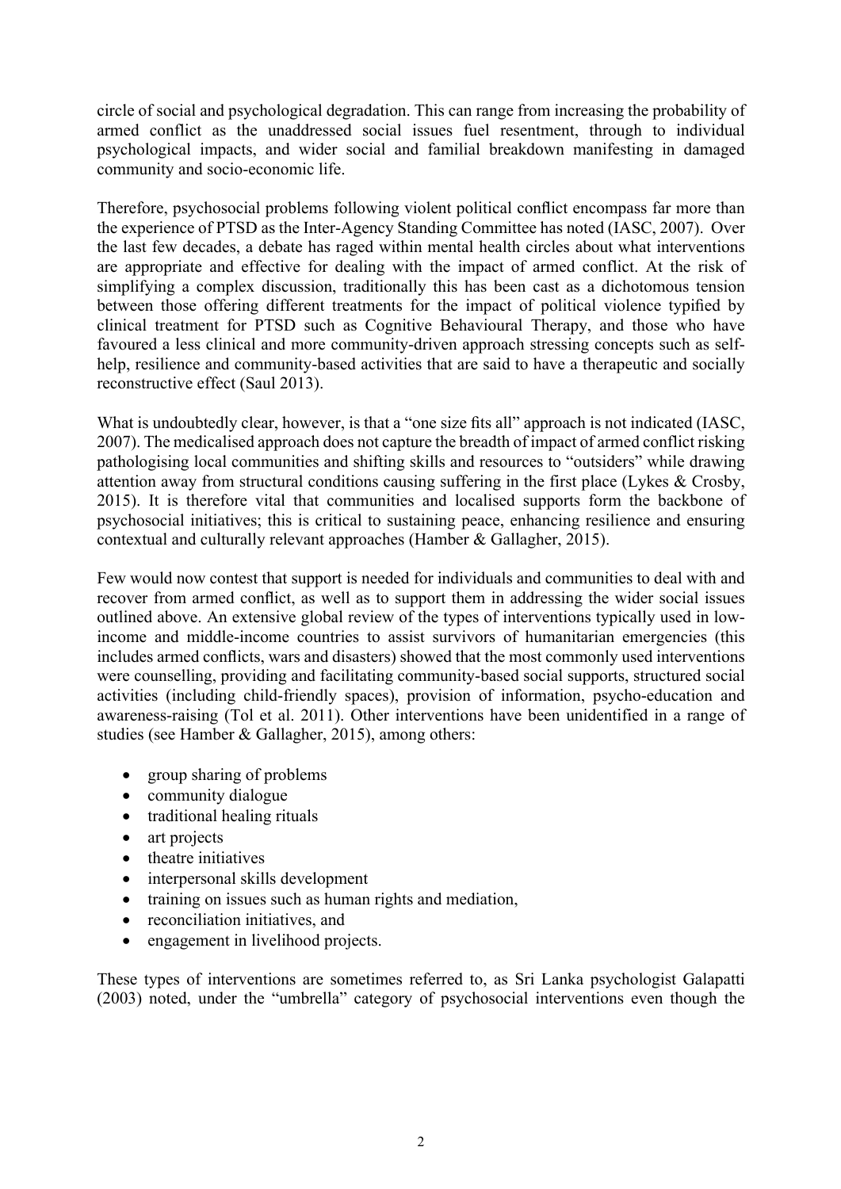circle of social and psychological degradation. This can range from increasing the probability of armed conflict as the unaddressed social issues fuel resentment, through to individual psychological impacts, and wider social and familial breakdown manifesting in damaged community and socio-economic life.

Therefore, psychosocial problems following violent political conflict encompass far more than the experience of PTSD as the Inter-Agency Standing Committee has noted (IASC, 2007). Over the last few decades, a debate has raged within mental health circles about what interventions are appropriate and effective for dealing with the impact of armed conflict. At the risk of simplifying a complex discussion, traditionally this has been cast as a dichotomous tension between those offering different treatments for the impact of political violence typified by clinical treatment for PTSD such as Cognitive Behavioural Therapy, and those who have favoured a less clinical and more community-driven approach stressing concepts such as self-help, resilience and community-based activities that are said to have a therapeutic and socially reconstructive effect (Saul 2013).

What is undoubtedly clear, however, is that a "one size fits all" approach is not indicated (IASC, 2007). The medicalised approach does not capture the breadth of impact of armed conflict risking pathologising local communities and shifting skills and resources to "outsiders" while drawing attention away from structural conditions causing suffering in the first place (Lykes & Crosby, 2015). It is therefore vital that communities and localised supports form the backbone of psychosocial initiatives; this is critical to sustaining peace, enhancing resilience and ensuring contextual and culturally relevant approaches (Hamber & Gallagher, 2015).

Few would now contest that support is needed for individuals and communities to deal with and recover from armed conflict, as well as to support them in addressing the wider social issues outlined above. An extensive global review of the types of interventions typically used in low-income and middle-income countries to assist survivors of humanitarian emergencies (this includes armed conflicts, wars and disasters) showed that the most commonly used interventions were counselling, providing and facilitating community-based social supports, structured social activities (including child-friendly spaces), provision of information, psycho-education and awareness-raising (Tol et al. 2011). Other interventions have been unidentified in a range of studies (see Hamber & Gallagher, 2015), among others:

- group sharing of problems
- community dialogue
- traditional healing rituals
- art projects
- theatre initiatives
- interpersonal skills development
- training on issues such as human rights and mediation,
- reconciliation initiatives, and
- engagement in livelihood projects.

These types of interventions are sometimes referred to, as Sri Lanka psychologist Galapatti (2003) noted, under the "umbrella" category of psychosocial interventions even though the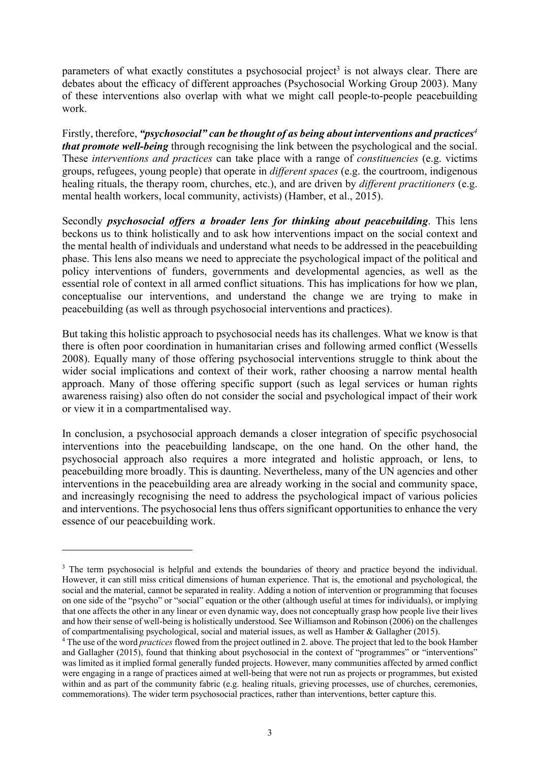parameters of what exactly constitutes a psychosocial project[3] is not always clear. There are debates about the efficacy of different approaches (Psychosocial Working Group 2003). Many of these interventions also overlap with what we might call people-to-people peacebuilding work.

Firstly, therefore, ***"psychosocial" can be thought of as being about interventions and practices[4] that promote well-being*** through recognising the link between the psychological and the social. These *interventions and practices* can take place with a range of *constituencies* (e.g. victims groups, refugees, young people) that operate in *different spaces* (e.g. the courtroom, indigenous healing rituals, the therapy room, churches, etc.), and are driven by *different practitioners* (e.g. mental health workers, local community, activists) (Hamber, et al., 2015).

Secondly ***psychosocial offers a broader lens for thinking about peacebuilding***. This lens beckons us to think holistically and to ask how interventions impact on the social context and the mental health of individuals and understand what needs to be addressed in the peacebuilding phase. This lens also means we need to appreciate the psychological impact of the political and policy interventions of funders, governments and developmental agencies, as well as the essential role of context in all armed conflict situations. This has implications for how we plan, conceptualise our interventions, and understand the change we are trying to make in peacebuilding (as well as through psychosocial interventions and practices).

But taking this holistic approach to psychosocial needs has its challenges. What we know is that there is often poor coordination in humanitarian crises and following armed conflict (Wessells 2008). Equally many of those offering psychosocial interventions struggle to think about the wider social implications and context of their work, rather choosing a narrow mental health approach. Many of those offering specific support (such as legal services or human rights awareness raising) also often do not consider the social and psychological impact of their work or view it in a compartmentalised way.

In conclusion, a psychosocial approach demands a closer integration of specific psychosocial interventions into the peacebuilding landscape, on the one hand. On the other hand, the psychosocial approach also requires a more integrated and holistic approach, or lens, to peacebuilding more broadly. This is daunting. Nevertheless, many of the UN agencies and other interventions in the peacebuilding area are already working in the social and community space, and increasingly recognising the need to address the psychological impact of various policies and interventions. The psychosocial lens thus offers significant opportunities to enhance the very essence of our peacebuilding work.

---

[3] The term psychosocial is helpful and extends the boundaries of theory and practice beyond the individual. However, it can still miss critical dimensions of human experience. That is, the emotional and psychological, the social and the material, cannot be separated in reality. Adding a notion of intervention or programming that focuses on one side of the "psycho" or "social" equation or the other (although useful at times for individuals), or implying that one affects the other in any linear or even dynamic way, does not conceptually grasp how people live their lives and how their sense of well-being is holistically understood. See Williamson and Robinson (2006) on the challenges of compartmentalising psychological, social and material issues, as well as Hamber & Gallagher (2015).

[4] The use of the word *practices* flowed from the project outlined in 2. above. The project that led to the book Hamber and Gallagher (2015), found that thinking about psychosocial in the context of "programmes" or "interventions" was limited as it implied formal generally funded projects. However, many communities affected by armed conflict were engaging in a range of practices aimed at well-being that were not run as projects or programmes, but existed within and as part of the community fabric (e.g. healing rituals, grieving processes, use of churches, ceremonies, commemorations). The wider term psychosocial practices, rather than interventions, better capture this.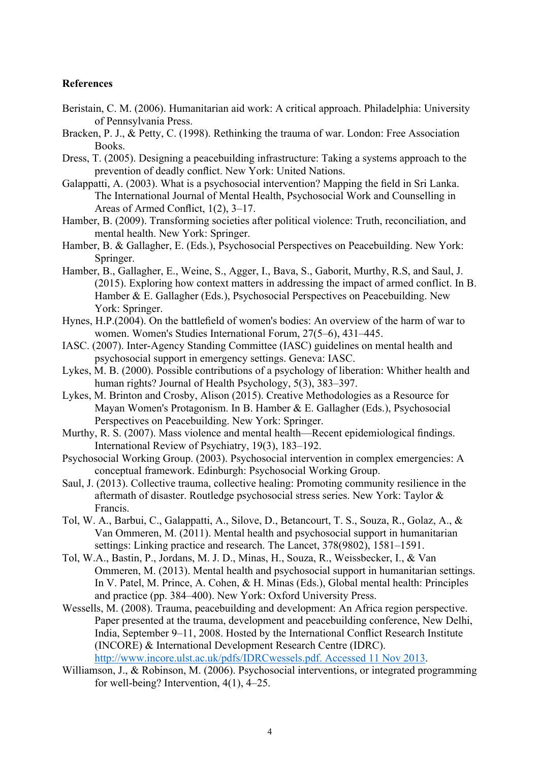**References**

Beristain, C. M. (2006). Humanitarian aid work: A critical approach. Philadelphia: University of Pennsylvania Press.

Bracken, P. J., & Petty, C. (1998). Rethinking the trauma of war. London: Free Association Books.

Dress, T. (2005). Designing a peacebuilding infrastructure: Taking a systems approach to the prevention of deadly conflict. New York: United Nations.

Galappatti, A. (2003). What is a psychosocial intervention? Mapping the field in Sri Lanka. The International Journal of Mental Health, Psychosocial Work and Counselling in Areas of Armed Conflict, 1(2), 3–17.

Hamber, B. (2009). Transforming societies after political violence: Truth, reconciliation, and mental health. New York: Springer.

Hamber, B. & Gallagher, E. (Eds.), Psychosocial Perspectives on Peacebuilding. New York: Springer.

Hamber, B., Gallagher, E., Weine, S., Agger, I., Bava, S., Gaborit, Murthy, R.S, and Saul, J. (2015). Exploring how context matters in addressing the impact of armed conflict. In B. Hamber & E. Gallagher (Eds.), Psychosocial Perspectives on Peacebuilding. New York: Springer.

Hynes, H.P.(2004). On the battlefield of women's bodies: An overview of the harm of war to women. Women's Studies International Forum, 27(5–6), 431–445.

IASC. (2007). Inter-Agency Standing Committee (IASC) guidelines on mental health and psychosocial support in emergency settings. Geneva: IASC.

Lykes, M. B. (2000). Possible contributions of a psychology of liberation: Whither health and human rights? Journal of Health Psychology, 5(3), 383–397.

Lykes, M. Brinton and Crosby, Alison (2015). Creative Methodologies as a Resource for Mayan Women's Protagonism. In B. Hamber & E. Gallagher (Eds.), Psychosocial Perspectives on Peacebuilding. New York: Springer.

Murthy, R. S. (2007). Mass violence and mental health—Recent epidemiological findings. International Review of Psychiatry, 19(3), 183–192.

Psychosocial Working Group. (2003). Psychosocial intervention in complex emergencies: A conceptual framework. Edinburgh: Psychosocial Working Group.

Saul, J. (2013). Collective trauma, collective healing: Promoting community resilience in the aftermath of disaster. Routledge psychosocial stress series. New York: Taylor & Francis.

Tol, W. A., Barbui, C., Galappatti, A., Silove, D., Betancourt, T. S., Souza, R., Golaz, A., & Van Ommeren, M. (2011). Mental health and psychosocial support in humanitarian settings: Linking practice and research. The Lancet, 378(9802), 1581–1591.

Tol, W.A., Bastin, P., Jordans, M. J. D., Minas, H., Souza, R., Weissbecker, I., & Van Ommeren, M. (2013). Mental health and psychosocial support in humanitarian settings. In V. Patel, M. Prince, A. Cohen, & H. Minas (Eds.), Global mental health: Principles and practice (pp. 384–400). New York: Oxford University Press.

Wessells, M. (2008). Trauma, peacebuilding and development: An Africa region perspective. Paper presented at the trauma, development and peacebuilding conference, New Delhi, India, September 9–11, 2008. Hosted by the International Conflict Research Institute (INCORE) & International Development Research Centre (IDRC). http://www.incore.ulst.ac.uk/pdfs/IDRCwessels.pdf. Accessed 11 Nov 2013.

Williamson, J., & Robinson, M. (2006). Psychosocial interventions, or integrated programming for well-being? Intervention, 4(1), 4–25.